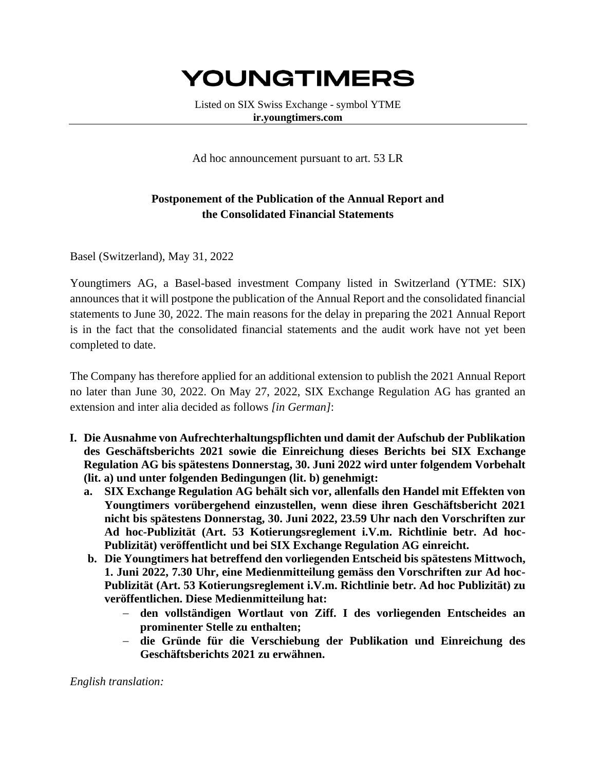# YOUNGTIMERS

Listed on SIX Swiss Exchange - symbol YTME
**ir.youngtimers.com**

Ad hoc announcement pursuant to art. 53 LR

## Postponement of the Publication of the Annual Report and the Consolidated Financial Statements

Basel (Switzerland), May 31, 2022

Youngtimers AG, a Basel-based investment Company listed in Switzerland (YTME: SIX) announces that it will postpone the publication of the Annual Report and the consolidated financial statements to June 30, 2022. The main reasons for the delay in preparing the 2021 Annual Report is in the fact that the consolidated financial statements and the audit work have not yet been completed to date.

The Company has therefore applied for an additional extension to publish the 2021 Annual Report no later than June 30, 2022. On May 27, 2022, SIX Exchange Regulation AG has granted an extension and inter alia decided as follows *[in German]*:

**I. Die Ausnahme von Aufrechterhaltungspflichten und damit der Aufschub der Publikation des Geschäftsberichts 2021 sowie die Einreichung dieses Berichts bei SIX Exchange Regulation AG bis spätestens Donnerstag, 30. Juni 2022 wird unter folgendem Vorbehalt (lit. a) und unter folgenden Bedingungen (lit. b) genehmigt:**

   **a. SIX Exchange Regulation AG behält sich vor, allenfalls den Handel mit Effekten von Youngtimers vorübergehend einzustellen, wenn diese ihren Geschäftsbericht 2021 nicht bis spätestens Donnerstag, 30. Juni 2022, 23.59 Uhr nach den Vorschriften zur Ad hoc-Publizität (Art. 53 Kotierungsreglement i.V.m. Richtlinie betr. Ad hoc-Publizität) veröffentlicht und bei SIX Exchange Regulation AG einreicht.**

   **b. Die Youngtimers hat betreffend den vorliegenden Entscheid bis spätestens Mittwoch, 1. Juni 2022, 7.30 Uhr, eine Medienmitteilung gemäss den Vorschriften zur Ad hoc-Publizität (Art. 53 Kotierungsreglement i.V.m. Richtlinie betr. Ad hoc Publizität) zu veröffentlichen. Diese Medienmitteilung hat:**

      - **den vollständigen Wortlaut von Ziff. I des vorliegenden Entscheides an prominenter Stelle zu enthalten;**
      - **die Gründe für die Verschiebung der Publikation und Einreichung des Geschäftsberichts 2021 zu erwähnen.**

*English translation:*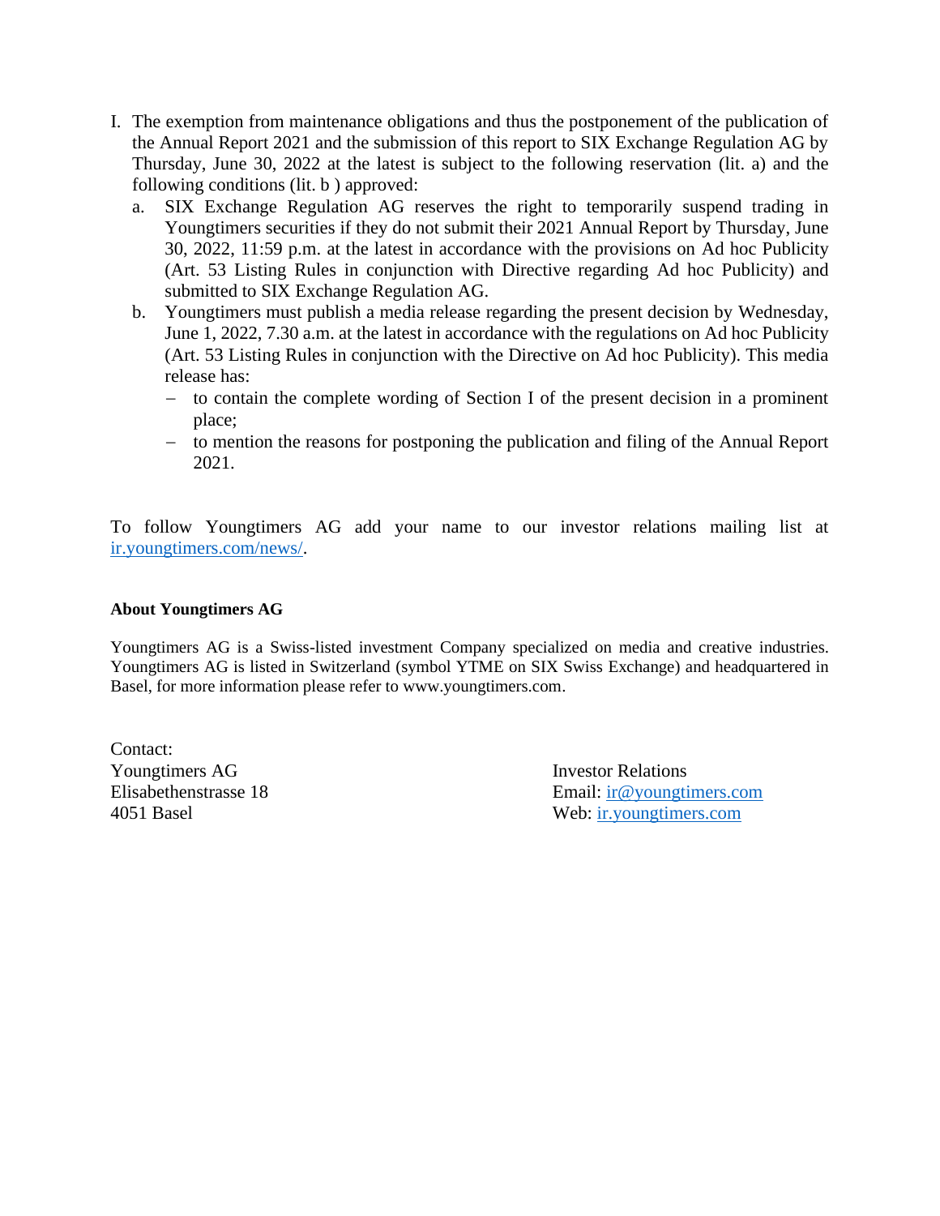I. The exemption from maintenance obligations and thus the postponement of the publication of the Annual Report 2021 and the submission of this report to SIX Exchange Regulation AG by Thursday, June 30, 2022 at the latest is subject to the following reservation (lit. a) and the following conditions (lit. b ) approved:

   a. SIX Exchange Regulation AG reserves the right to temporarily suspend trading in Youngtimers securities if they do not submit their 2021 Annual Report by Thursday, June 30, 2022, 11:59 p.m. at the latest in accordance with the provisions on Ad hoc Publicity (Art. 53 Listing Rules in conjunction with Directive regarding Ad hoc Publicity) and submitted to SIX Exchange Regulation AG.

   b. Youngtimers must publish a media release regarding the present decision by Wednesday, June 1, 2022, 7.30 a.m. at the latest in accordance with the regulations on Ad hoc Publicity (Art. 53 Listing Rules in conjunction with the Directive on Ad hoc Publicity). This media release has:

      - to contain the complete wording of Section I of the present decision in a prominent place;
      - to mention the reasons for postponing the publication and filing of the Annual Report 2021.

To follow Youngtimers AG add your name to our investor relations mailing list at ir.youngtimers.com/news/.

**About Youngtimers AG**

Youngtimers AG is a Swiss-listed investment Company specialized on media and creative industries. Youngtimers AG is listed in Switzerland (symbol YTME on SIX Swiss Exchange) and headquartered in Basel, for more information please refer to www.youngtimers.com.

Contact:
Youngtimers AG
Elisabethenstrasse 18
4051 Basel

Investor Relations
Email: ir@youngtimers.com
Web: ir.youngtimers.com